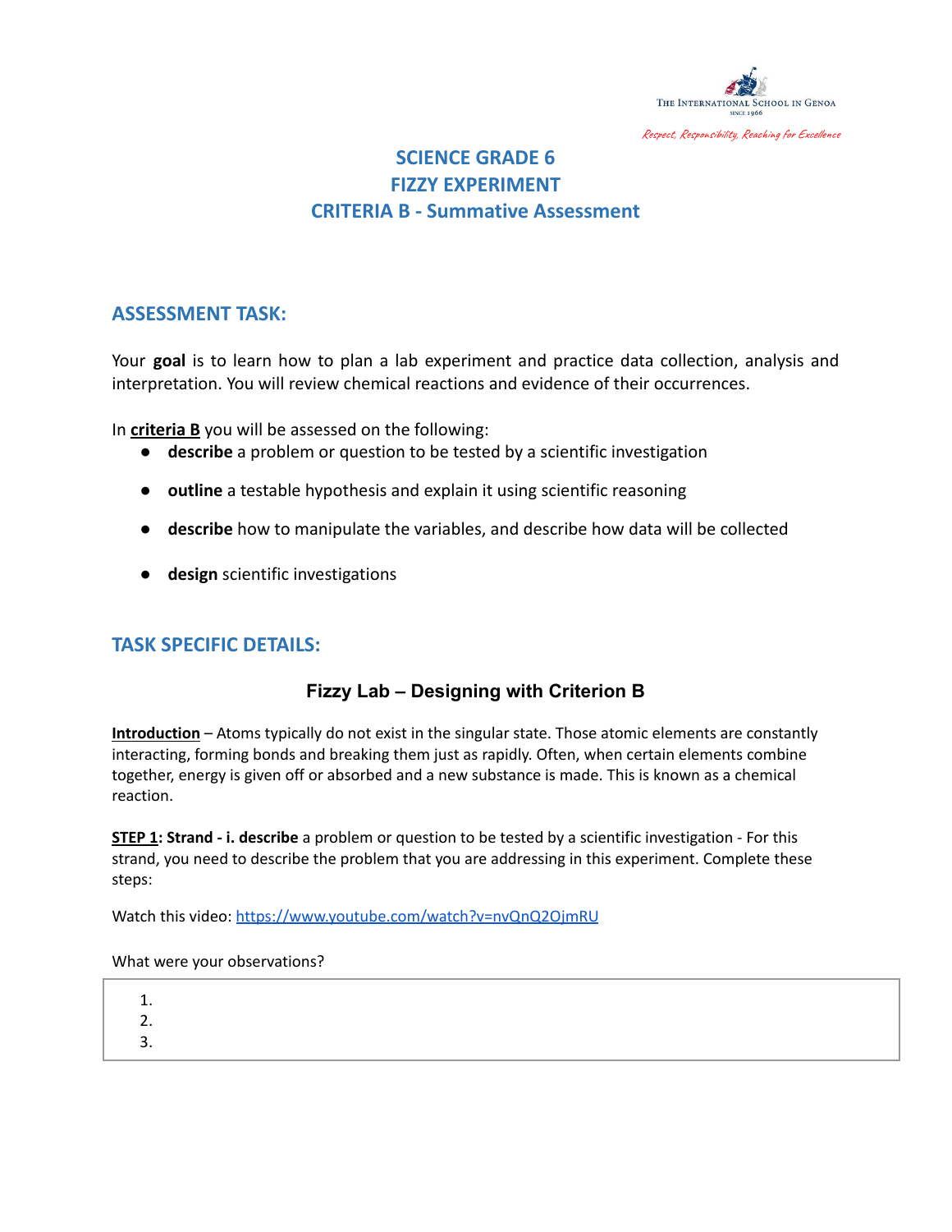The International School in Genoa
Since 1966

*Respect, Responsibility, Reaching for Excellence*

# SCIENCE GRADE 6
# FIZZY EXPERIMENT
# CRITERIA B - Summative Assessment

## ASSESSMENT TASK:

Your **goal** is to learn how to plan a lab experiment and practice data collection, analysis and interpretation. You will review chemical reactions and evidence of their occurrences.

In **criteria B** you will be assessed on the following:

- **describe** a problem or question to be tested by a scientific investigation
- **outline** a testable hypothesis and explain it using scientific reasoning
- **describe** how to manipulate the variables, and describe how data will be collected
- **design** scientific investigations

## TASK SPECIFIC DETAILS:

### Fizzy Lab – Designing with Criterion B

**Introduction** – Atoms typically do not exist in the singular state. Those atomic elements are constantly interacting, forming bonds and breaking them just as rapidly. Often, when certain elements combine together, energy is given off or absorbed and a new substance is made. This is known as a chemical reaction.

**STEP 1: Strand - i. describe** a problem or question to be tested by a scientific investigation - For this strand, you need to describe the problem that you are addressing in this experiment. Complete these steps:

Watch this video: https://www.youtube.com/watch?v=nvQnQ2OjmRU

What were your observations?

|  |
|---|
| 1.<br>2.<br>3. |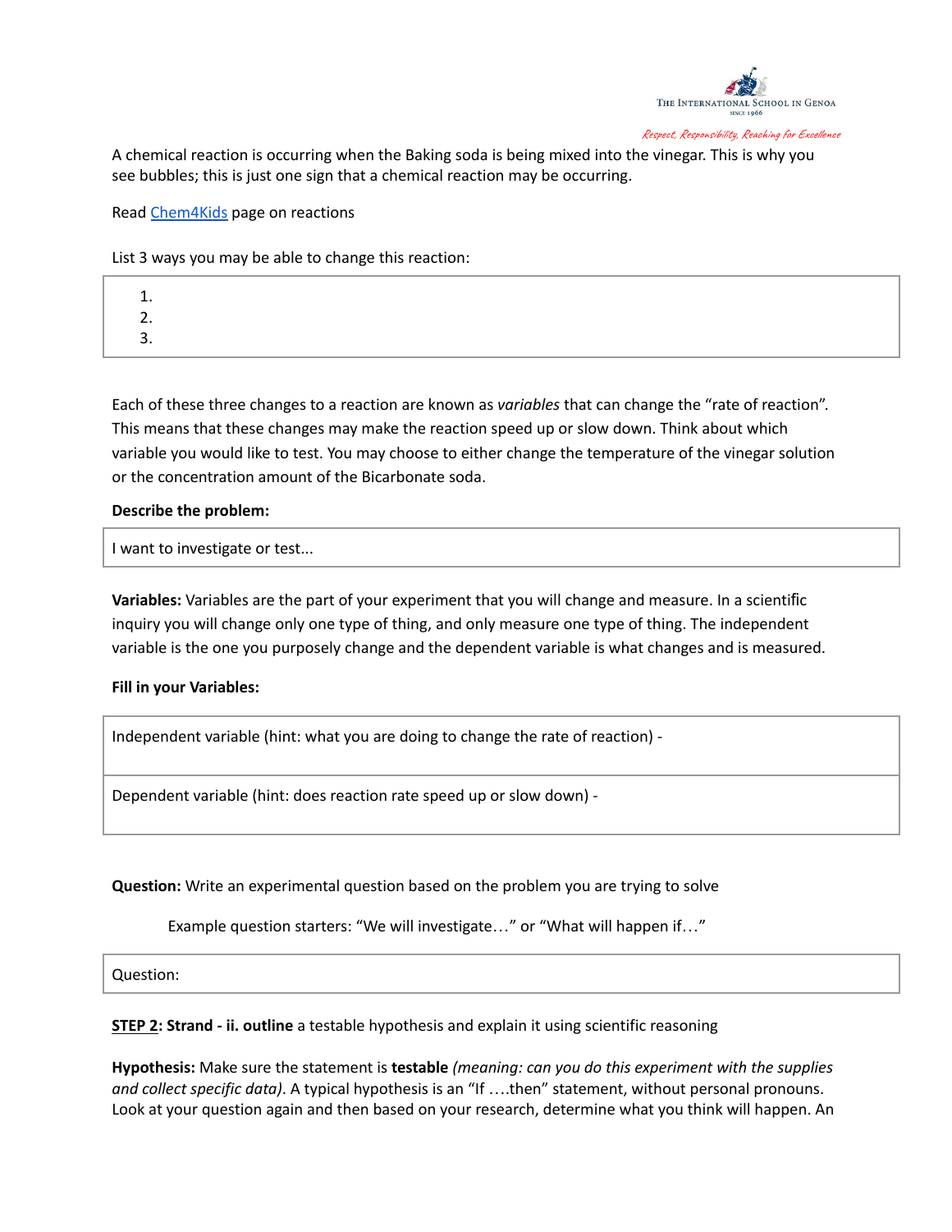A chemical reaction is occurring when the Baking soda is being mixed into the vinegar. This is why you see bubbles; this is just one sign that a chemical reaction may be occurring.

Read Chem4Kids page on reactions

List 3 ways you may be able to change this reaction:

| 1.<br>2.<br>3. |
|---|

Each of these three changes to a reaction are known as *variables* that can change the "rate of reaction". This means that these changes may make the reaction speed up or slow down. Think about which variable you would like to test. You may choose to either change the temperature of the vinegar solution or the concentration amount of the Bicarbonate soda.

**Describe the problem:**

| I want to investigate or test... |
|---|

**Variables:** Variables are the part of your experiment that you will change and measure. In a scientific inquiry you will change only one type of thing, and only measure one type of thing. The independent variable is the one you purposely change and the dependent variable is what changes and is measured.

**Fill in your Variables:**

| Independent variable (hint: what you are doing to change the rate of reaction) - |
|---|
| Dependent variable (hint: does reaction rate speed up or slow down) - |

**Question:** Write an experimental question based on the problem you are trying to solve

Example question starters: "We will investigate…" or "What will happen if…"

| Question: |
|---|

**STEP 2**: **Strand - ii. outline** a testable hypothesis and explain it using scientific reasoning

**Hypothesis:** Make sure the statement is **testable** *(meaning: can you do this experiment with the supplies and collect specific data)*. A typical hypothesis is an "If ….then" statement, without personal pronouns. Look at your question again and then based on your research, determine what you think will happen. An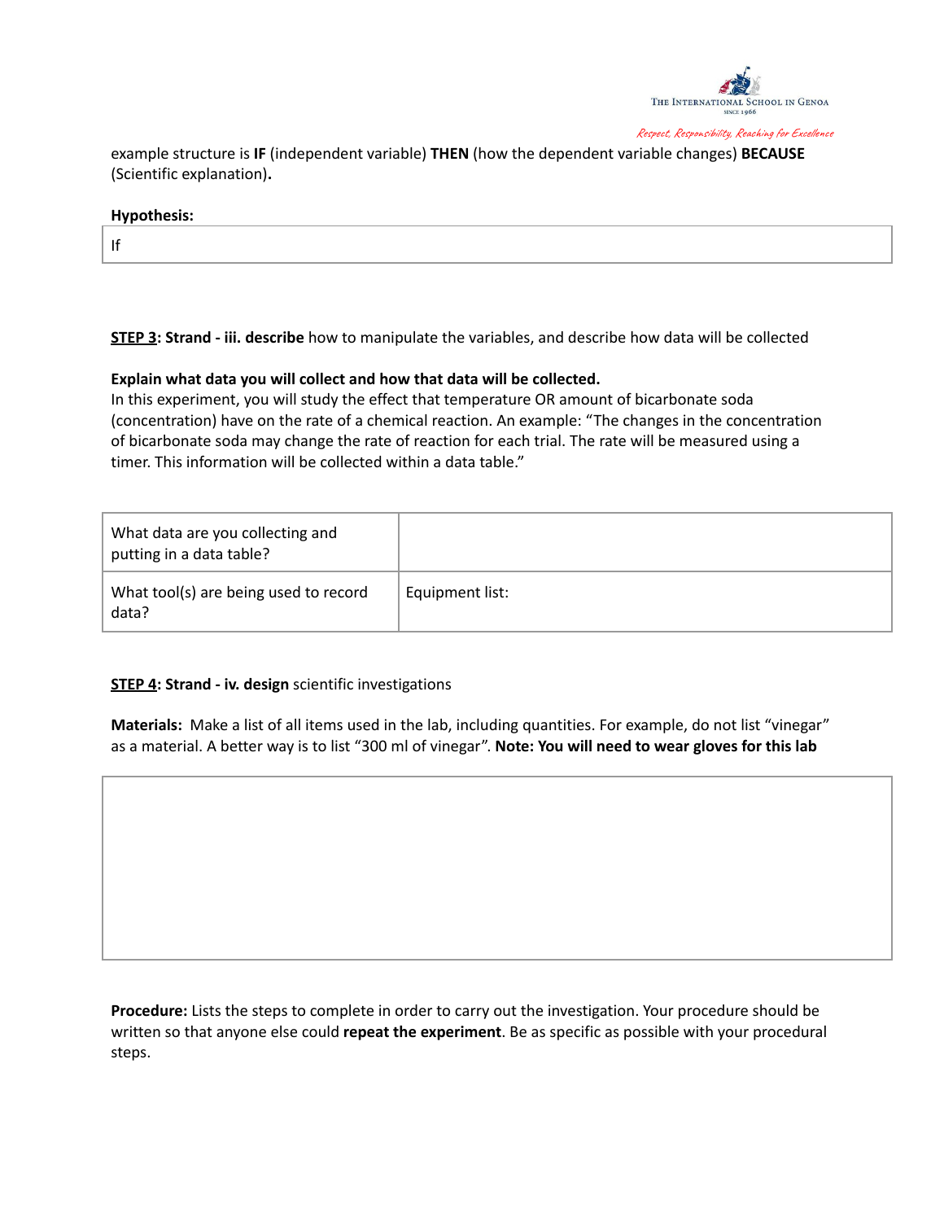example structure is **IF** (independent variable) **THEN** (how the dependent variable changes) **BECAUSE** (Scientific explanation)**.**

**Hypothesis:**

| If |
|---|

**<u>STEP 3</u>: Strand - iii. describe** how to manipulate the variables, and describe how data will be collected

**Explain what data you will collect and how that data will be collected.**
In this experiment, you will study the effect that temperature OR amount of bicarbonate soda (concentration) have on the rate of a chemical reaction. An example: "The changes in the concentration of bicarbonate soda may change the rate of reaction for each trial. The rate will be measured using a timer. This information will be collected within a data table."

| What data are you collecting and putting in a data table? | |
|---|---|
| What tool(s) are being used to record data? | Equipment list: |

**<u>STEP 4</u>: Strand - iv. design** scientific investigations

**Materials:** Make a list of all items used in the lab, including quantities. For example, do not list "vinegar" as a material. A better way is to list "300 ml of vinegar". **Note: You will need to wear gloves for this lab**

| |
|---|

**Procedure:** Lists the steps to complete in order to carry out the investigation. Your procedure should be written so that anyone else could **repeat the experiment**. Be as specific as possible with your procedural steps.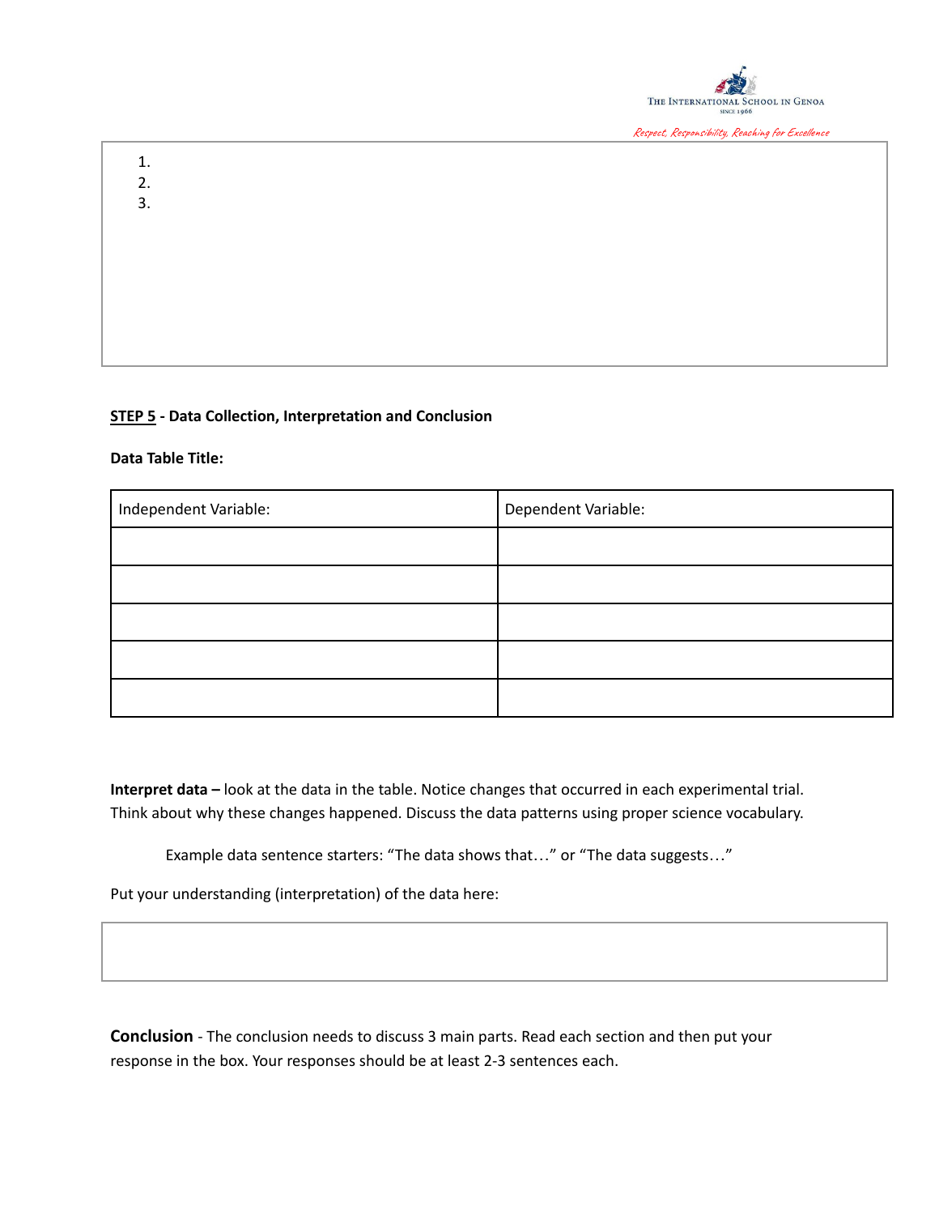1.
2.
3.

**STEP 5 - Data Collection, Interpretation and Conclusion**

**Data Table Title:**

| Independent Variable: | Dependent Variable: |
|---|---|
| | |
| | |
| | |
| | |
| | |

**Interpret data –** look at the data in the table. Notice changes that occurred in each experimental trial. Think about why these changes happened. Discuss the data patterns using proper science vocabulary.

Example data sentence starters: "The data shows that…" or "The data suggests…"

Put your understanding (interpretation) of the data here:

**Conclusion** - The conclusion needs to discuss 3 main parts. Read each section and then put your response in the box. Your responses should be at least 2-3 sentences each.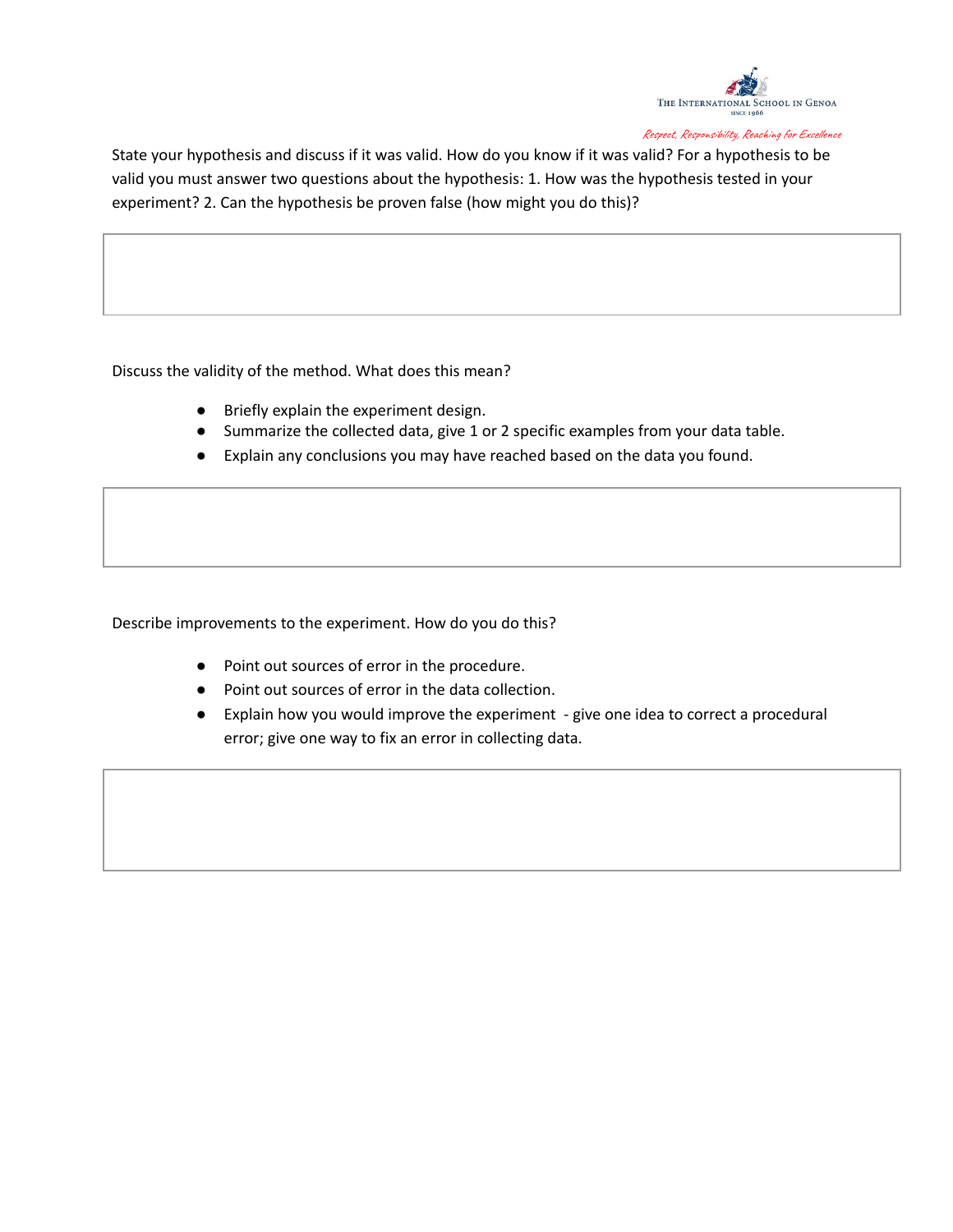State your hypothesis and discuss if it was valid. How do you know if it was valid? For a hypothesis to be valid you must answer two questions about the hypothesis: 1. How was the hypothesis tested in your experiment? 2. Can the hypothesis be proven false (how might you do this)?

|   |
|---|
|   |

Discuss the validity of the method. What does this mean?

- Briefly explain the experiment design.
- Summarize the collected data, give 1 or 2 specific examples from your data table.
- Explain any conclusions you may have reached based on the data you found.

|   |
|---|
|   |

Describe improvements to the experiment. How do you do this?

- Point out sources of error in the procedure.
- Point out sources of error in the data collection.
- Explain how you would improve the experiment - give one idea to correct a procedural error; give one way to fix an error in collecting data.

|   |
|---|
|   |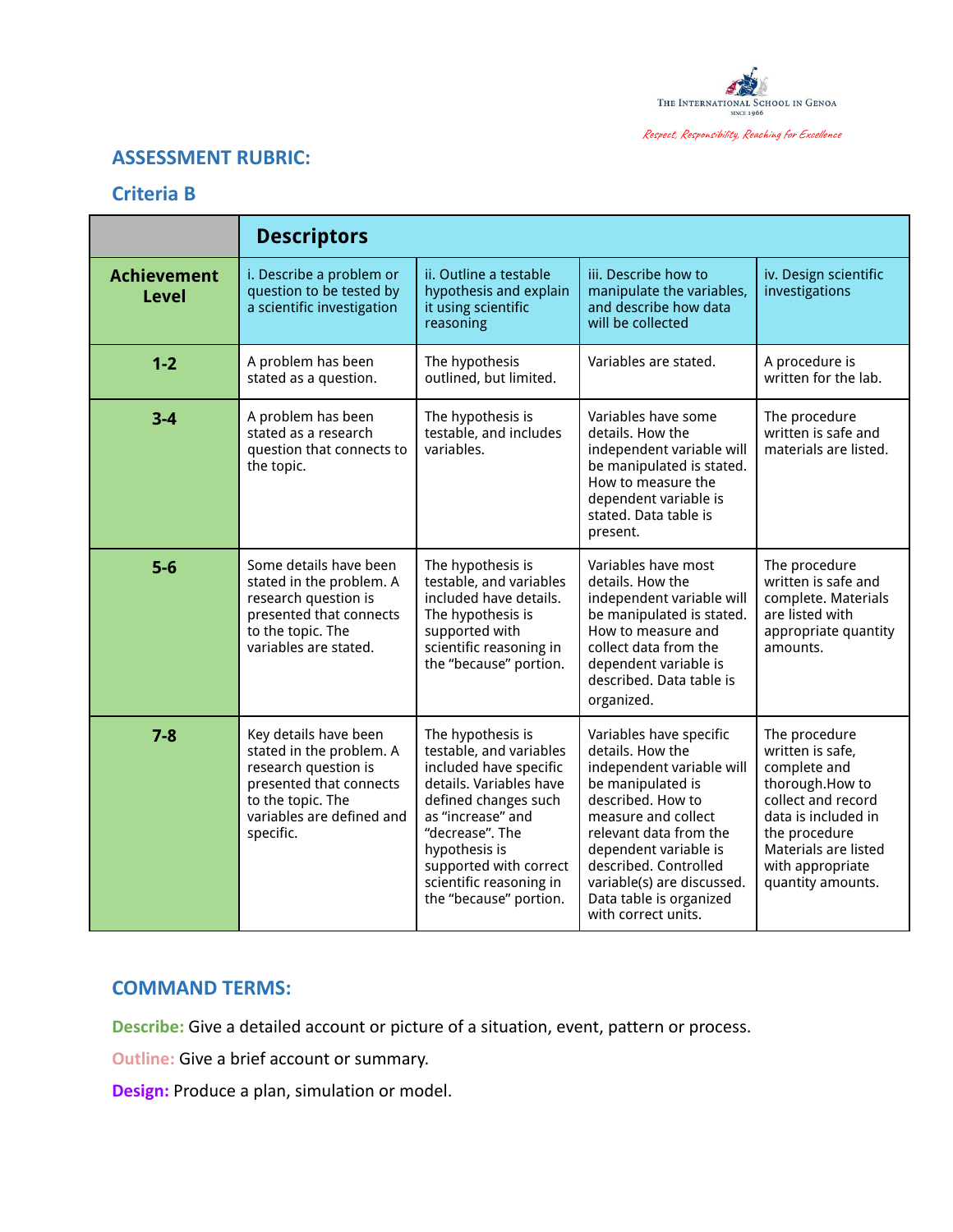## ASSESSMENT RUBRIC:

### Criteria B

| | Descriptors | | | |
|---|---|---|---|---|
| **Achievement Level** | i. Describe a problem or question to be tested by a scientific investigation | ii. Outline a testable hypothesis and explain it using scientific reasoning | iii. Describe how to manipulate the variables, and describe how data will be collected | iv. Design scientific investigations |
| **1-2** | A problem has been stated as a question. | The hypothesis outlined, but limited. | Variables are stated. | A procedure is written for the lab. |
| **3-4** | A problem has been stated as a research question that connects to the topic. | The hypothesis is testable, and includes variables. | Variables have some details. How the independent variable will be manipulated is stated. How to measure the dependent variable is stated. Data table is present. | The procedure written is safe and materials are listed. |
| **5-6** | Some details have been stated in the problem. A research question is presented that connects to the topic. The variables are stated. | The hypothesis is testable, and variables included have details. The hypothesis is supported with scientific reasoning in the "because" portion. | Variables have most details. How the independent variable will be manipulated is stated. How to measure and collect data from the dependent variable is described. Data table is organized. | The procedure written is safe and complete. Materials are listed with appropriate quantity amounts. |
| **7-8** | Key details have been stated in the problem. A research question is presented that connects to the topic. The variables are defined and specific. | The hypothesis is testable, and variables included have specific details. Variables have defined changes such as "increase" and "decrease". The hypothesis is supported with correct scientific reasoning in the "because" portion. | Variables have specific details. How the independent variable will be manipulated is described. How to measure and collect relevant data from the dependent variable is described. Controlled variable(s) are discussed. Data table is organized with correct units. | The procedure written is safe, complete and thorough.How to collect and record data is included in the procedure Materials are listed with appropriate quantity amounts. |

## COMMAND TERMS:

**Describe:** Give a detailed account or picture of a situation, event, pattern or process.

**Outline:** Give a brief account or summary.

**Design:** Produce a plan, simulation or model.